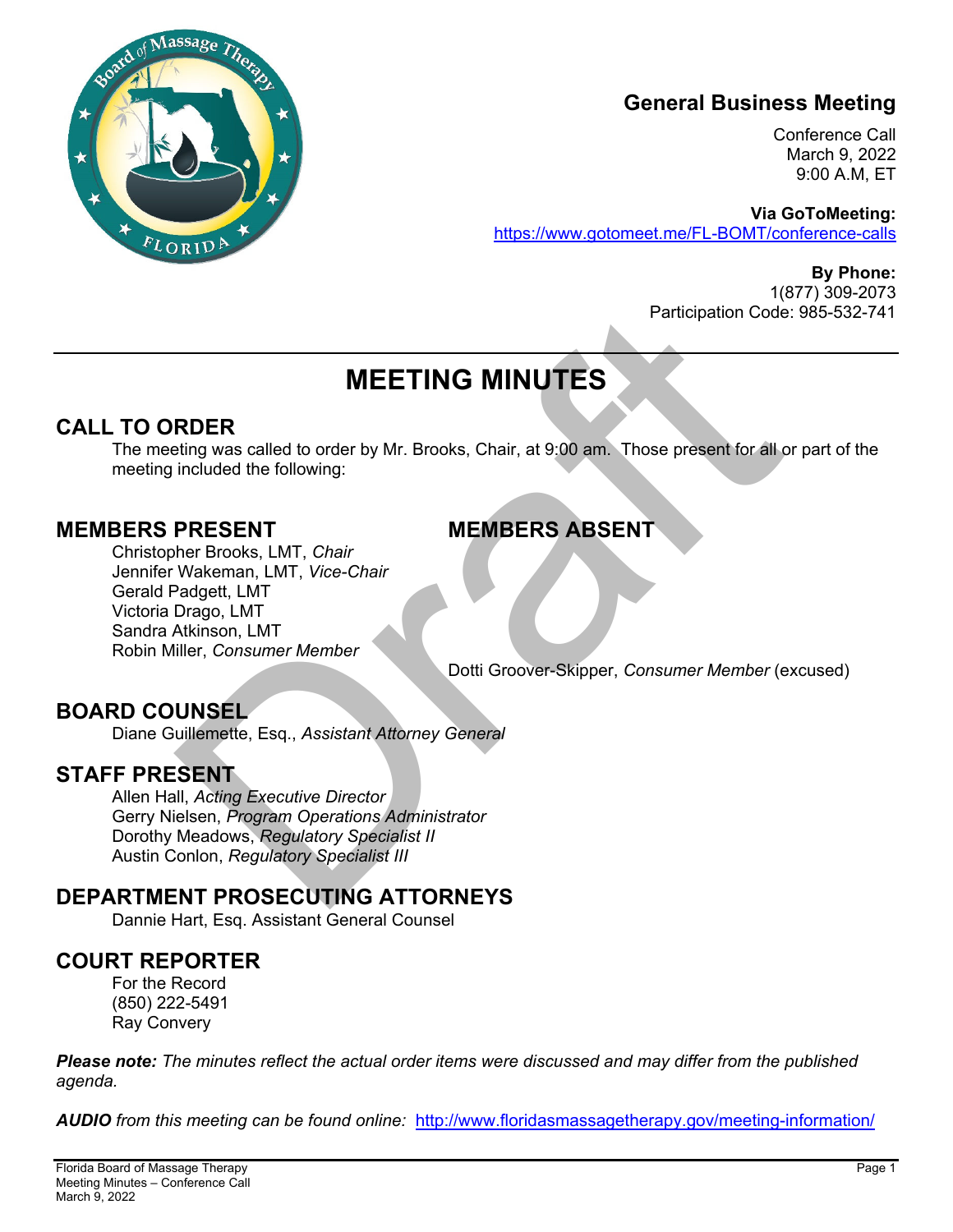## General Business Meeting

Conference Call
March 9, 2022
9:00 A.M, ET

**Via GoToMeeting:**
https://www.gotomeet.me/FL-BOMT/conference-calls

**By Phone:**
1(877) 309-2073
Participation Code: 985-532-741

# MEETING MINUTES

## CALL TO ORDER

The meeting was called to order by Mr. Brooks, Chair, at 9:00 am. Those present for all or part of the meeting included the following:

## MEMBERS PRESENT

Christopher Brooks, LMT, *Chair*
Jennifer Wakeman, LMT, *Vice-Chair*
Gerald Padgett, LMT
Victoria Drago, LMT
Sandra Atkinson, LMT
Robin Miller, *Consumer Member*

## MEMBERS ABSENT

Dotti Groover-Skipper, *Consumer Member* (excused)

## BOARD COUNSEL

Diane Guillemette, Esq., *Assistant Attorney General*

## STAFF PRESENT

Allen Hall, *Acting Executive Director*
Gerry Nielsen, *Program Operations Administrator*
Dorothy Meadows, *Regulatory Specialist II*
Austin Conlon, *Regulatory Specialist III*

## DEPARTMENT PROSECUTING ATTORNEYS

Dannie Hart, Esq. Assistant General Counsel

## COURT REPORTER

For the Record
(850) 222-5491
Ray Convery

***Please note:*** *The minutes reflect the actual order items were discussed and may differ from the published agenda.*

***AUDIO*** *from this meeting can be found online:* http://www.floridasmassagetherapy.gov/meeting-information/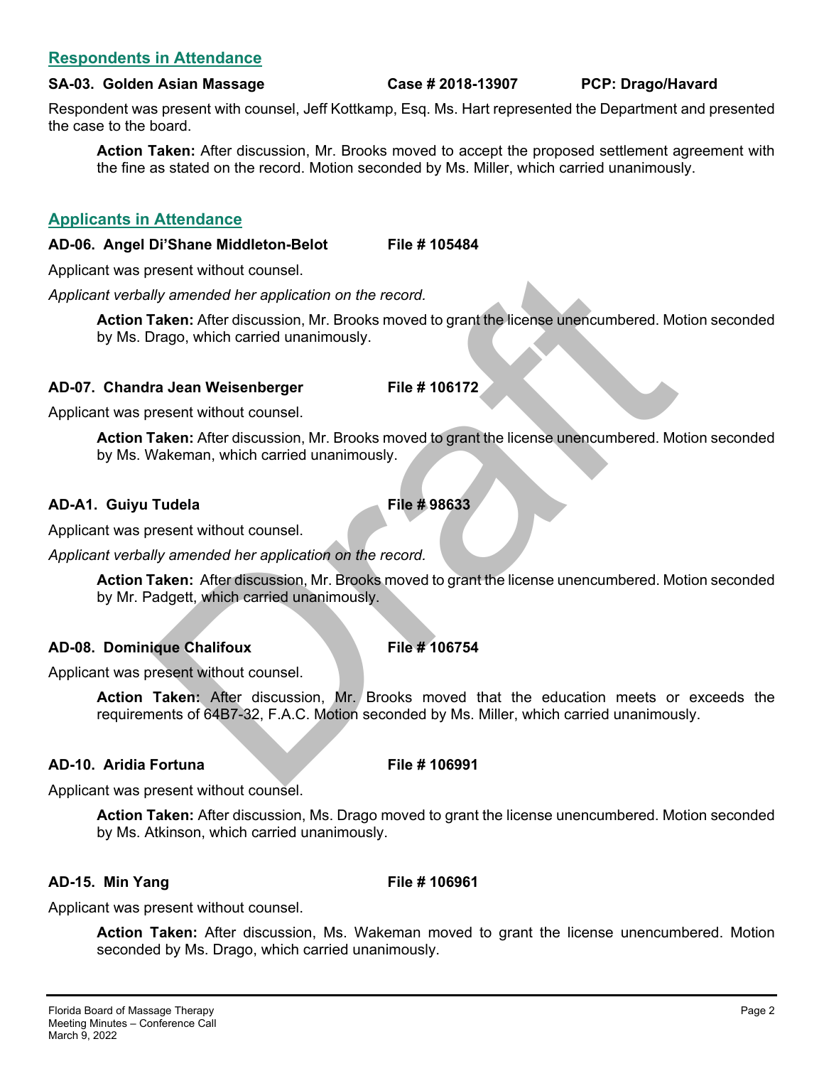## Respondents in Attendance

**SA-03. Golden Asian Massage    Case # 2018-13907    PCP: Drago/Havard**

Respondent was present with counsel, Jeff Kottkamp, Esq. Ms. Hart represented the Department and presented the case to the board.

> **Action Taken:** After discussion, Mr. Brooks moved to accept the proposed settlement agreement with the fine as stated on the record. Motion seconded by Ms. Miller, which carried unanimously.

## Applicants in Attendance

**AD-06. Angel Di'Shane Middleton-Belot    File # 105484**

Applicant was present without counsel.

*Applicant verbally amended her application on the record.*

> **Action Taken:** After discussion, Mr. Brooks moved to grant the license unencumbered. Motion seconded by Ms. Drago, which carried unanimously.

**AD-07. Chandra Jean Weisenberger    File # 106172**

Applicant was present without counsel.

> **Action Taken:** After discussion, Mr. Brooks moved to grant the license unencumbered. Motion seconded by Ms. Wakeman, which carried unanimously.

**AD-A1. Guiyu Tudela    File # 98633**

Applicant was present without counsel.

*Applicant verbally amended her application on the record.*

> **Action Taken:** After discussion, Mr. Brooks moved to grant the license unencumbered. Motion seconded by Mr. Padgett, which carried unanimously.

**AD-08. Dominique Chalifoux    File # 106754**

Applicant was present without counsel.

> **Action Taken:** After discussion, Mr. Brooks moved that the education meets or exceeds the requirements of 64B7-32, F.A.C. Motion seconded by Ms. Miller, which carried unanimously.

**AD-10. Aridia Fortuna    File # 106991**

Applicant was present without counsel.

> **Action Taken:** After discussion, Ms. Drago moved to grant the license unencumbered. Motion seconded by Ms. Atkinson, which carried unanimously.

**AD-15. Min Yang    File # 106961**

Applicant was present without counsel.

> **Action Taken:** After discussion, Ms. Wakeman moved to grant the license unencumbered. Motion seconded by Ms. Drago, which carried unanimously.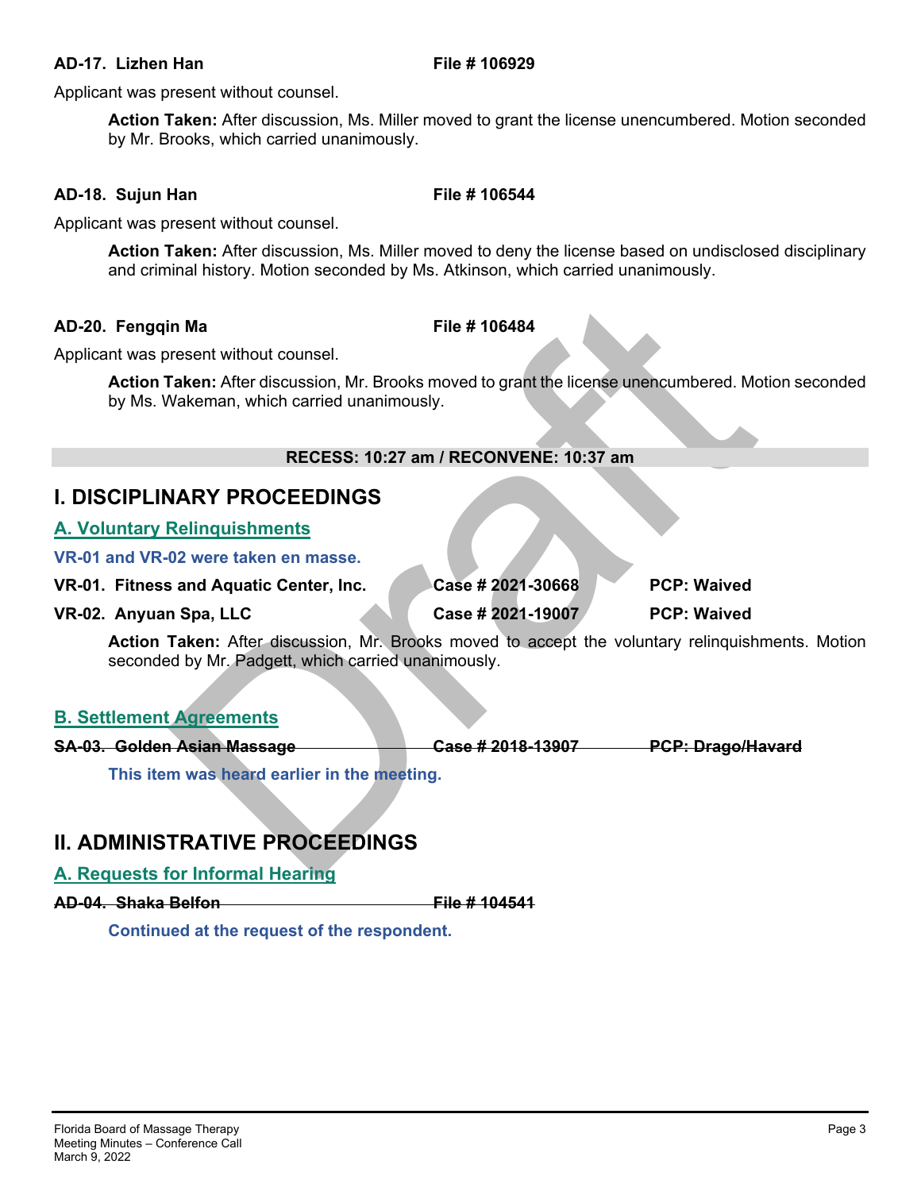**AD-17. Lizhen Han** **File # 106929**

Applicant was present without counsel.

> **Action Taken:** After discussion, Ms. Miller moved to grant the license unencumbered. Motion seconded by Mr. Brooks, which carried unanimously.

**AD-18. Sujun Han** **File # 106544**

Applicant was present without counsel.

> **Action Taken:** After discussion, Ms. Miller moved to deny the license based on undisclosed disciplinary and criminal history. Motion seconded by Ms. Atkinson, which carried unanimously.

**AD-20. Fengqin Ma** **File # 106484**

Applicant was present without counsel.

> **Action Taken:** After discussion, Mr. Brooks moved to grant the license unencumbered. Motion seconded by Ms. Wakeman, which carried unanimously.

**RECESS: 10:27 am / RECONVENE: 10:37 am**

## I. DISCIPLINARY PROCEEDINGS

### A. Voluntary Relinquishments

**VR-01 and VR-02 were taken en masse.**

**VR-01. Fitness and Aquatic Center, Inc.** **Case # 2021-30668** **PCP: Waived**

**VR-02. Anyuan Spa, LLC** **Case # 2021-19007** **PCP: Waived**

> **Action Taken:** After discussion, Mr. Brooks moved to accept the voluntary relinquishments. Motion seconded by Mr. Padgett, which carried unanimously.

### B. Settlement Agreements

~~**SA-03. Golden Asian Massage** **Case # 2018-13907** **PCP: Drago/Havard**~~

> **This item was heard earlier in the meeting.**

## II. ADMINISTRATIVE PROCEEDINGS

### A. Requests for Informal Hearing

~~**AD-04. Shaka Belfon** **File # 104541**~~

> **Continued at the request of the respondent.**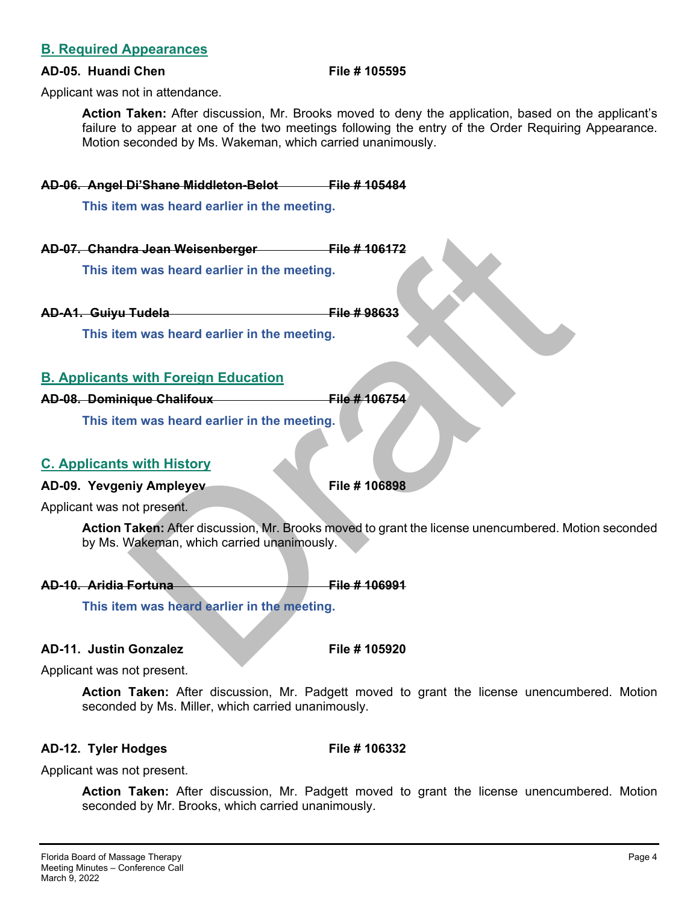## B. Required Appearances

**AD-05. Huandi Chen File # 105595**

Applicant was not in attendance.

> **Action Taken:** After discussion, Mr. Brooks moved to deny the application, based on the applicant's failure to appear at one of the two meetings following the entry of the Order Requiring Appearance. Motion seconded by Ms. Wakeman, which carried unanimously.

~~**AD-06. Angel Di'Shane Middleton-Belot File # 105484**~~

> **This item was heard earlier in the meeting.**

~~**AD-07. Chandra Jean Weisenberger File # 106172**~~

> **This item was heard earlier in the meeting.**

~~**AD-A1. Guiyu Tudela File # 98633**~~

> **This item was heard earlier in the meeting.**

## B. Applicants with Foreign Education

~~**AD-08. Dominique Chalifoux File # 106754**~~

> **This item was heard earlier in the meeting.**

## C. Applicants with History

**AD-09. Yevgeniy Ampleyev File # 106898**

Applicant was not present.

> **Action Taken:** After discussion, Mr. Brooks moved to grant the license unencumbered. Motion seconded by Ms. Wakeman, which carried unanimously.

~~**AD-10. Aridia Fortuna File # 106991**~~

> **This item was heard earlier in the meeting.**

**AD-11. Justin Gonzalez File # 105920**

Applicant was not present.

> **Action Taken:** After discussion, Mr. Padgett moved to grant the license unencumbered. Motion seconded by Ms. Miller, which carried unanimously.

**AD-12. Tyler Hodges File # 106332**

Applicant was not present.

> **Action Taken:** After discussion, Mr. Padgett moved to grant the license unencumbered. Motion seconded by Mr. Brooks, which carried unanimously.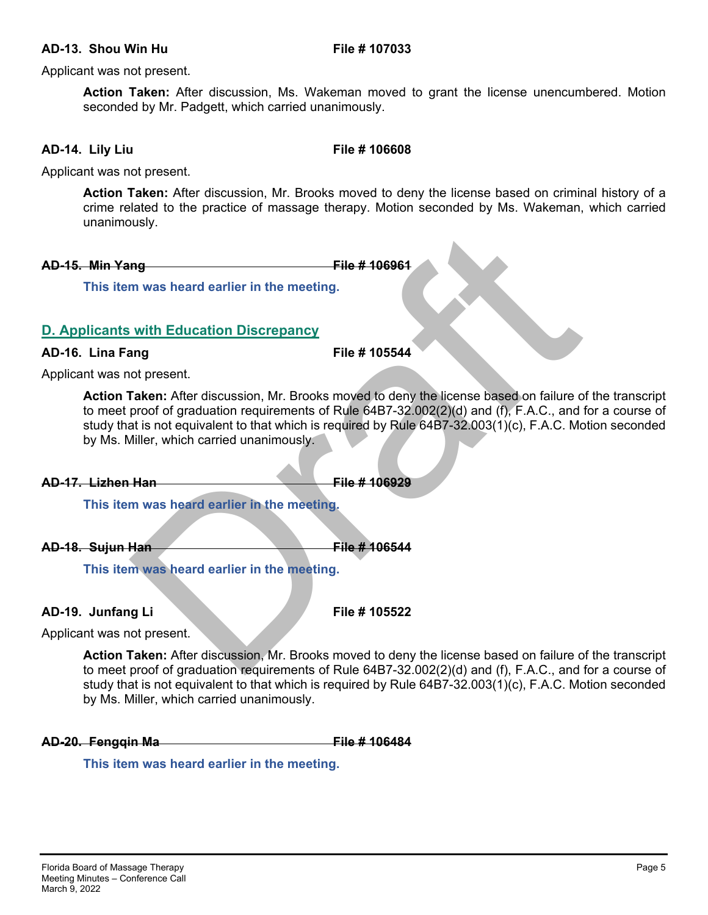**AD-13. Shou Win Hu File # 107033**

Applicant was not present.

> **Action Taken:** After discussion, Ms. Wakeman moved to grant the license unencumbered. Motion seconded by Mr. Padgett, which carried unanimously.

**AD-14. Lily Liu File # 106608**

Applicant was not present.

> **Action Taken:** After discussion, Mr. Brooks moved to deny the license based on criminal history of a crime related to the practice of massage therapy. Motion seconded by Ms. Wakeman, which carried unanimously.

~~**AD-15. Min Yang File # 106961**~~

> **This item was heard earlier in the meeting.**

## D. Applicants with Education Discrepancy

**AD-16. Lina Fang File # 105544**

Applicant was not present.

> **Action Taken:** After discussion, Mr. Brooks moved to deny the license based on failure of the transcript to meet proof of graduation requirements of Rule 64B7-32.002(2)(d) and (f), F.A.C., and for a course of study that is not equivalent to that which is required by Rule 64B7-32.003(1)(c), F.A.C. Motion seconded by Ms. Miller, which carried unanimously.

~~**AD-17. Lizhen Han File # 106929**~~

> **This item was heard earlier in the meeting.**

~~**AD-18. Sujun Han File # 106544**~~

> **This item was heard earlier in the meeting.**

**AD-19. Junfang Li File # 105522**

Applicant was not present.

> **Action Taken:** After discussion, Mr. Brooks moved to deny the license based on failure of the transcript to meet proof of graduation requirements of Rule 64B7-32.002(2)(d) and (f), F.A.C., and for a course of study that is not equivalent to that which is required by Rule 64B7-32.003(1)(c), F.A.C. Motion seconded by Ms. Miller, which carried unanimously.

~~**AD-20. Fengqin Ma File # 106484**~~

> **This item was heard earlier in the meeting.**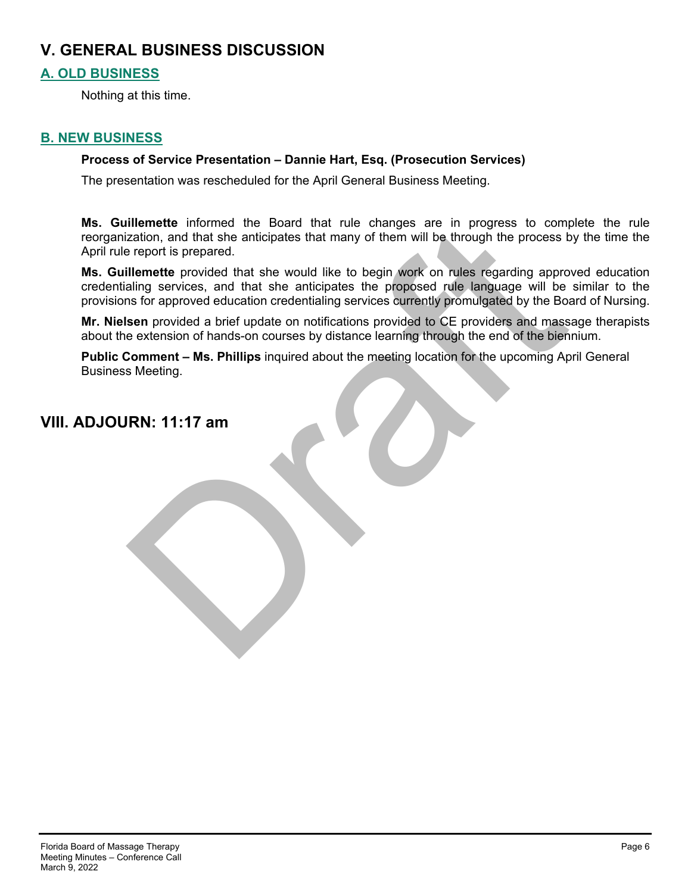# V. GENERAL BUSINESS DISCUSSION

## A. OLD BUSINESS

Nothing at this time.

## B. NEW BUSINESS

**Process of Service Presentation – Dannie Hart, Esq. (Prosecution Services)**

The presentation was rescheduled for the April General Business Meeting.

**Ms. Guillemette** informed the Board that rule changes are in progress to complete the rule reorganization, and that she anticipates that many of them will be through the process by the time the April rule report is prepared.

**Ms. Guillemette** provided that she would like to begin work on rules regarding approved education credentialing services, and that she anticipates the proposed rule language will be similar to the provisions for approved education credentialing services currently promulgated by the Board of Nursing.

**Mr. Nielsen** provided a brief update on notifications provided to CE providers and massage therapists about the extension of hands-on courses by distance learning through the end of the biennium.

**Public Comment – Ms. Phillips** inquired about the meeting location for the upcoming April General Business Meeting.

# VIII. ADJOURN: 11:17 am